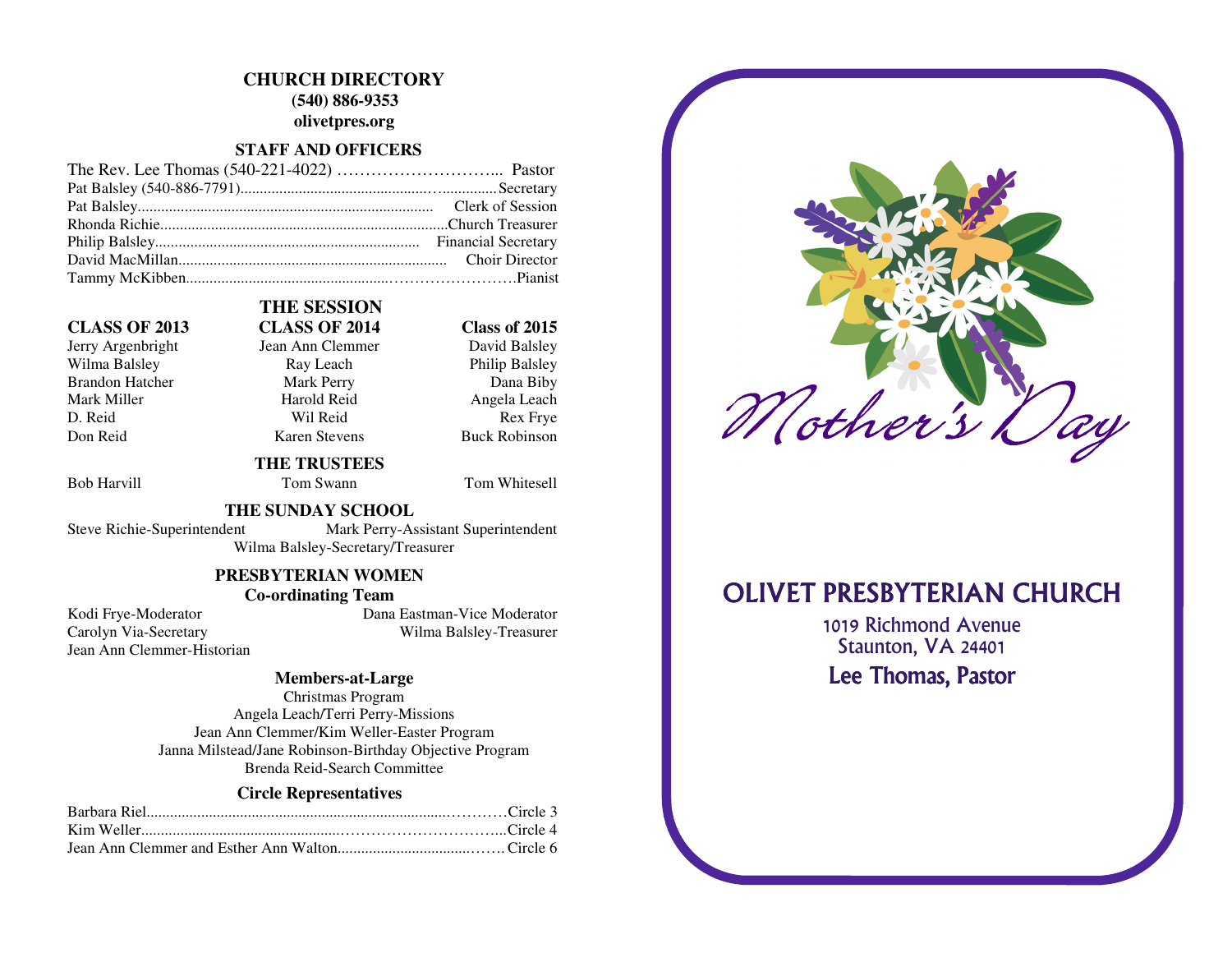## CHURCH DIRECTORY

**(540) 886-9353**

**olivetpres.org**

### STAFF AND OFFICERS

The Rev. Lee Thomas (540-221-4022) ............................ Pastor
Pat Balsley (540-886-7791)................................................Secretary
Pat Balsley........................................................................ Clerk of Session
Rhonda Richie....................................................................Church Treasurer
Philip Balsley...................................................................... Financial Secretary
David MacMillan................................................................. Choir Director
Tammy McKibben...............................................................Pianist

### THE SESSION

| CLASS OF 2013 | CLASS OF 2014 | Class of 2015 |
|---|---|---|
| Jerry Argenbright | Jean Ann Clemmer | David Balsley |
| Wilma Balsley | Ray Leach | Philip Balsley |
| Brandon Hatcher | Mark Perry | Dana Biby |
| Mark Miller | Harold Reid | Angela Leach |
| D. Reid | Wil Reid | Rex Frye |
| Don Reid | Karen Stevens | Buck Robinson |

### THE TRUSTEES

Bob Harvill | Tom Swann | Tom Whitesell

### THE SUNDAY SCHOOL

Steve Richie-Superintendent | Mark Perry-Assistant Superintendent

Wilma Balsley-Secretary/Treasurer

### PRESBYTERIAN WOMEN

**Co-ordinating Team**

Kodi Frye-Moderator | Dana Eastman-Vice Moderator

Carolyn Via-Secretary | Wilma Balsley-Treasurer

Jean Ann Clemmer-Historian

**Members-at-Large**

Christmas Program

Angela Leach/Terri Perry-Missions

Jean Ann Clemmer/Kim Weller-Easter Program

Janna Milstead/Jane Robinson-Birthday Objective Program

Brenda Reid-Search Committee

**Circle Representatives**

Barbara Riel.......................................................................Circle 3
Kim Weller..........................................................................Circle 4
Jean Ann Clemmer and Esther Ann Walton..........................Circle 6

*Mother's Day*

# OLIVET PRESBYTERIAN CHURCH

1019 Richmond Avenue
Staunton, VA 24401

**Lee Thomas, Pastor**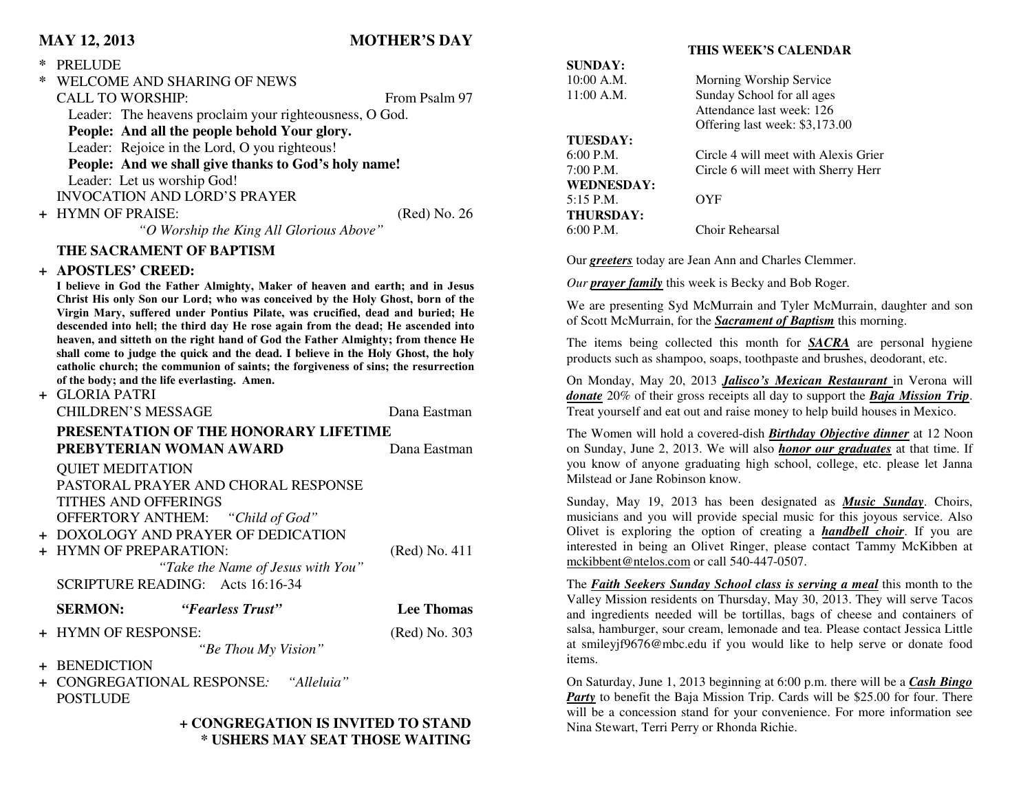**MAY 12, 2013** **MOTHER'S DAY**

\* PRELUDE
\* WELCOME AND SHARING OF NEWS

CALL TO WORSHIP: From Psalm 97

Leader: The heavens proclaim your righteousness, O God.
**People: And all the people behold Your glory.**
Leader: Rejoice in the Lord, O you righteous!
**People: And we shall give thanks to God's holy name!**
Leader: Let us worship God!

INVOCATION AND LORD'S PRAYER

\+ HYMN OF PRAISE: (Red) No. 26
*"O Worship the King All Glorious Above"*

**THE SACRAMENT OF BAPTISM**

\+ **APOSTLES' CREED:**
**I believe in God the Father Almighty, Maker of heaven and earth; and in Jesus Christ His only Son our Lord; who was conceived by the Holy Ghost, born of the Virgin Mary, suffered under Pontius Pilate, was crucified, dead and buried; He descended into hell; the third day He rose again from the dead; He ascended into heaven, and sitteth on the right hand of God the Father Almighty; from thence He shall come to judge the quick and the dead. I believe in the Holy Ghost, the holy catholic church; the communion of saints; the forgiveness of sins; the resurrection of the body; and the life everlasting. Amen.**

\+ GLORIA PATRI

CHILDREN'S MESSAGE Dana Eastman

**PRESENTATION OF THE HONORARY LIFETIME PREBYTERIAN WOMAN AWARD** Dana Eastman

QUIET MEDITATION
PASTORAL PRAYER AND CHORAL RESPONSE
TITHES AND OFFERINGS
OFFERTORY ANTHEM: *"Child of God"*

\+ DOXOLOGY AND PRAYER OF DEDICATION
\+ HYMN OF PREPARATION: (Red) No. 411
*"Take the Name of Jesus with You"*

SCRIPTURE READING: Acts 16:16-34

**SERMON:** ***"Fearless Trust"*** **Lee Thomas**

\+ HYMN OF RESPONSE: (Red) No. 303
*"Be Thou My Vision"*

\+ BENEDICTION
\+ CONGREGATIONAL RESPONSE: *"Alleluia"*

POSTLUDE

**+ CONGREGATION IS INVITED TO STAND**
**\* USHERS MAY SEAT THOSE WAITING**

## THIS WEEK'S CALENDAR

**SUNDAY:**
10:00 A.M. Morning Worship Service
11:00 A.M. Sunday School for all ages
Attendance last week: 126
Offering last week: $3,173.00

**TUESDAY:**
6:00 P.M. Circle 4 will meet with Alexis Grier
7:00 P.M. Circle 6 will meet with Sherry Herr

**WEDNESDAY:**
5:15 P.M. OYF

**THURSDAY:**
6:00 P.M. Choir Rehearsal

Our ***greeters*** today are Jean Ann and Charles Clemmer.

*Our* ***prayer family*** this week is Becky and Bob Roger.

We are presenting Syd McMurrain and Tyler McMurrain, daughter and son of Scott McMurrain, for the ***Sacrament of Baptism*** this morning.

The items being collected this month for ***SACRA*** are personal hygiene products such as shampoo, soaps, toothpaste and brushes, deodorant, etc.

On Monday, May 20, 2013 ***Jalisco's Mexican Restaurant*** in Verona will ***donate*** 20% of their gross receipts all day to support the ***Baja Mission Trip***. Treat yourself and eat out and raise money to help build houses in Mexico.

The Women will hold a covered-dish ***Birthday Objective dinner*** at 12 Noon on Sunday, June 2, 2013. We will also ***honor our graduates*** at that time. If you know of anyone graduating high school, college, etc. please let Janna Milstead or Jane Robinson know.

Sunday, May 19, 2013 has been designated as ***Music Sunday***. Choirs, musicians and you will provide special music for this joyous service. Also Olivet is exploring the option of creating a ***handbell choir***. If you are interested in being an Olivet Ringer, please contact Tammy McKibben at mckibbent@ntelos.com or call 540-447-0507.

The ***Faith Seekers Sunday School class is serving a meal*** this month to the Valley Mission residents on Thursday, May 30, 2013. They will serve Tacos and ingredients needed will be tortillas, bags of cheese and containers of salsa, hamburger, sour cream, lemonade and tea. Please contact Jessica Little at smileyjf9676@mbc.edu if you would like to help serve or donate food items.

On Saturday, June 1, 2013 beginning at 6:00 p.m. there will be a ***Cash Bingo Party*** to benefit the Baja Mission Trip. Cards will be $25.00 for four. There will be a concession stand for your convenience. For more information see Nina Stewart, Terri Perry or Rhonda Richie.